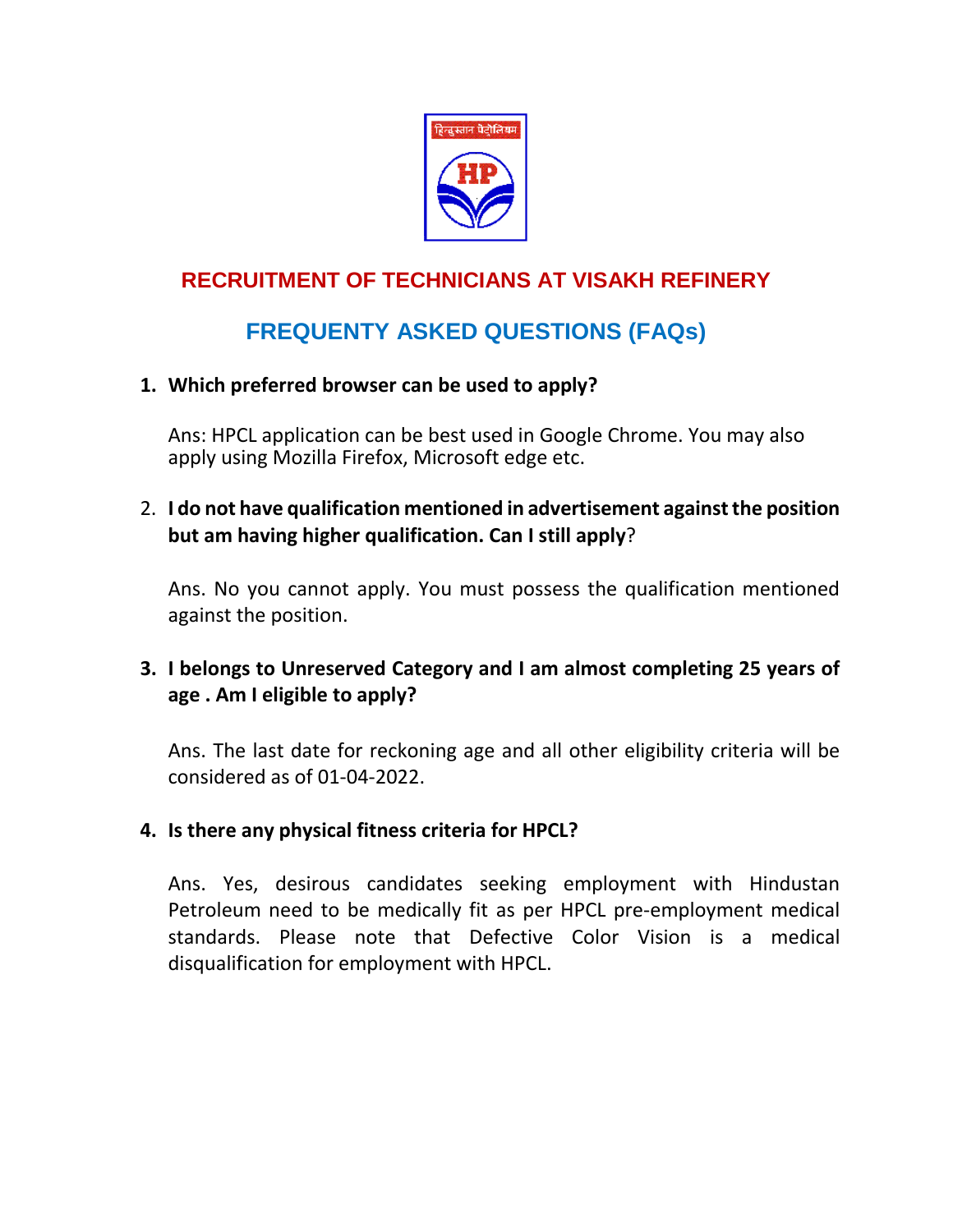# RECRUITMENT OF TECHNICIANS AT VISAKH REFINERY

## FREQUENTY ASKED QUESTIONS (FAQs)

1. **Which preferred browser can be used to apply?**

   Ans: HPCL application can be best used in Google Chrome. You may also apply using Mozilla Firefox, Microsoft edge etc.

2. **I do not have qualification mentioned in advertisement against the position but am having higher qualification. Can I still apply**?

   Ans. No you cannot apply. You must possess the qualification mentioned against the position.

3. **I belongs to Unreserved Category and I am almost completing 25 years of age . Am I eligible to apply?**

   Ans. The last date for reckoning age and all other eligibility criteria will be considered as of 01-04-2022.

4. **Is there any physical fitness criteria for HPCL?**

   Ans. Yes, desirous candidates seeking employment with Hindustan Petroleum need to be medically fit as per HPCL pre-employment medical standards. Please note that Defective Color Vision is a medical disqualification for employment with HPCL.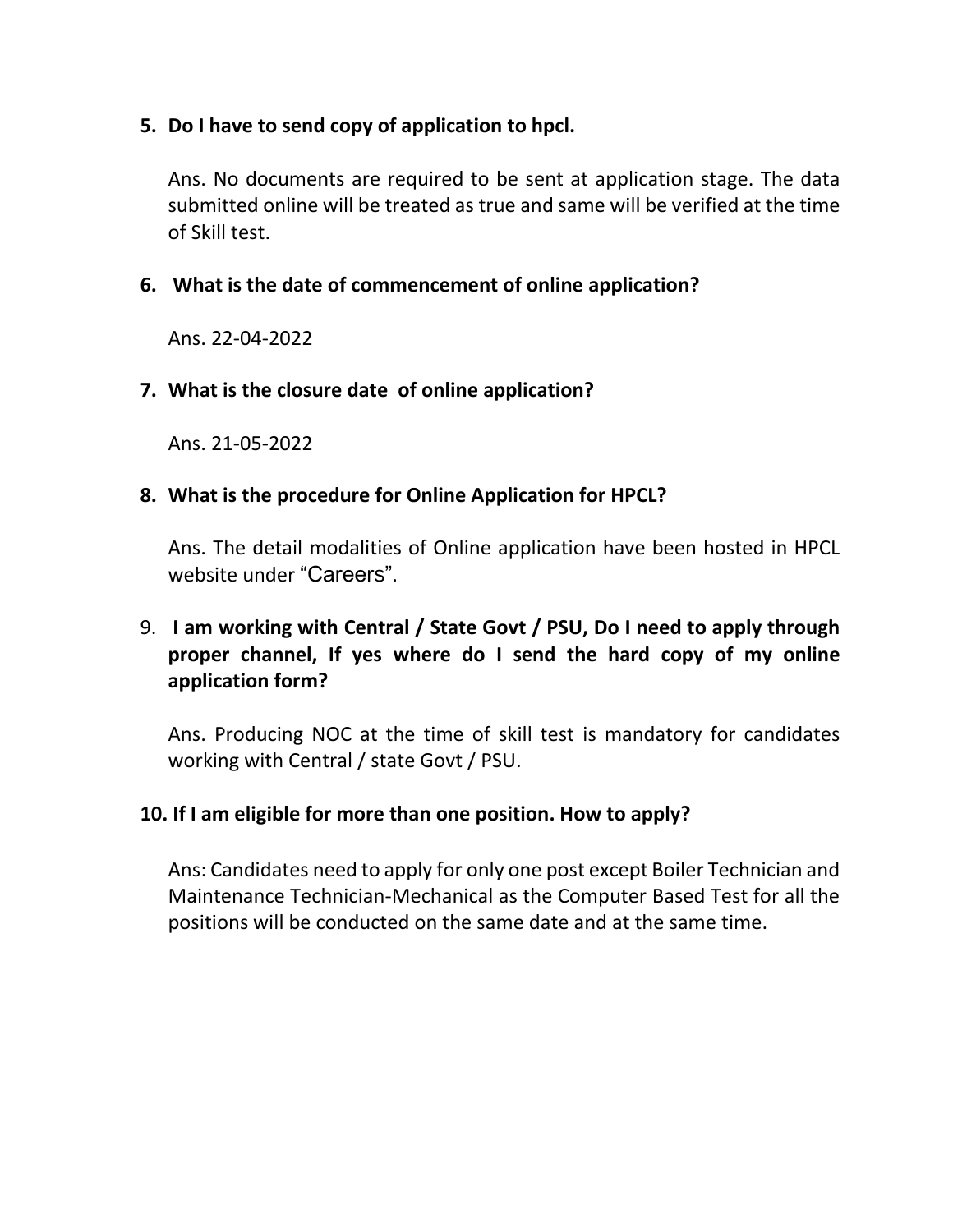5. **Do I have to send copy of application to hpcl.**

   Ans. No documents are required to be sent at application stage. The data submitted online will be treated as true and same will be verified at the time of Skill test.

6. **What is the date of commencement of online application?**

   Ans. 22-04-2022

7. **What is the closure date of online application?**

   Ans. 21-05-2022

8. **What is the procedure for Online Application for HPCL?**

   Ans. The detail modalities of Online application have been hosted in HPCL website under "Careers".

9. **I am working with Central / State Govt / PSU, Do I need to apply through proper channel, If yes where do I send the hard copy of my online application form?**

   Ans. Producing NOC at the time of skill test is mandatory for candidates working with Central / state Govt / PSU.

10. **If I am eligible for more than one position. How to apply?**

    Ans: Candidates need to apply for only one post except Boiler Technician and Maintenance Technician-Mechanical as the Computer Based Test for all the positions will be conducted on the same date and at the same time.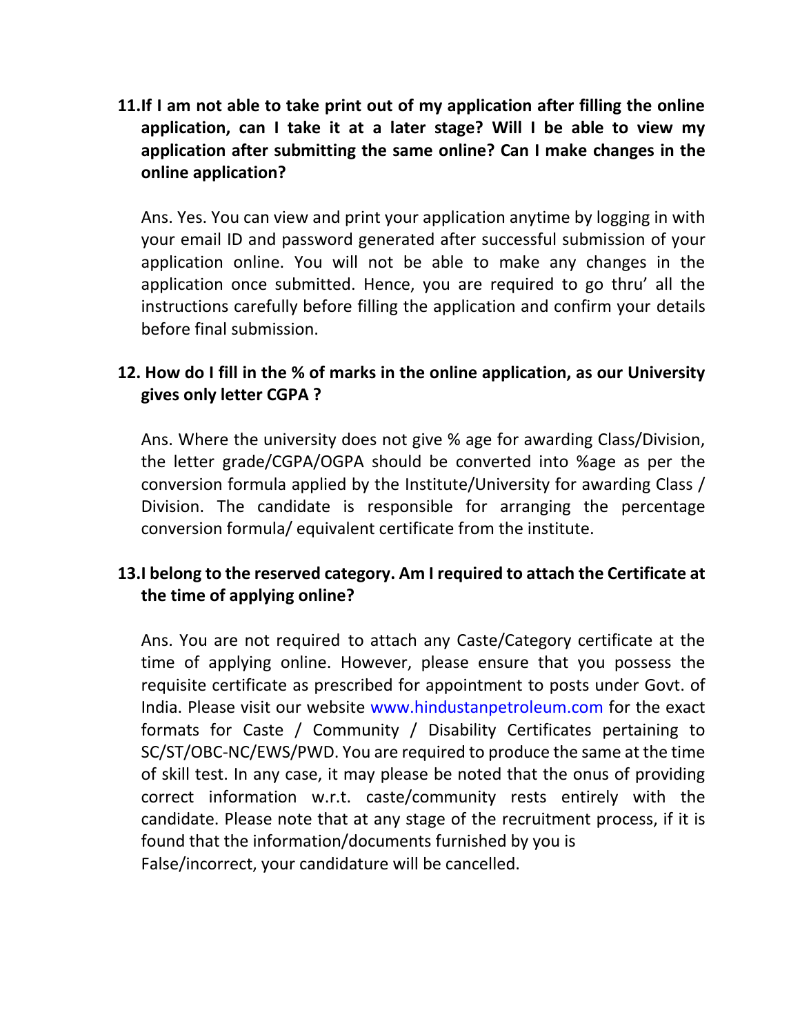**11. If I am not able to take print out of my application after filling the online application, can I take it at a later stage? Will I be able to view my application after submitting the same online? Can I make changes in the online application?**

Ans. Yes. You can view and print your application anytime by logging in with your email ID and password generated after successful submission of your application online. You will not be able to make any changes in the application once submitted. Hence, you are required to go thru' all the instructions carefully before filling the application and confirm your details before final submission.

**12. How do I fill in the % of marks in the online application, as our University gives only letter CGPA ?**

Ans. Where the university does not give % age for awarding Class/Division, the letter grade/CGPA/OGPA should be converted into %age as per the conversion formula applied by the Institute/University for awarding Class / Division. The candidate is responsible for arranging the percentage conversion formula/ equivalent certificate from the institute.

**13. I belong to the reserved category. Am I required to attach the Certificate at the time of applying online?**

Ans. You are not required to attach any Caste/Category certificate at the time of applying online. However, please ensure that you possess the requisite certificate as prescribed for appointment to posts under Govt. of India. Please visit our website www.hindustanpetroleum.com for the exact formats for Caste / Community / Disability Certificates pertaining to SC/ST/OBC-NC/EWS/PWD. You are required to produce the same at the time of skill test. In any case, it may please be noted that the onus of providing correct information w.r.t. caste/community rests entirely with the candidate. Please note that at any stage of the recruitment process, if it is found that the information/documents furnished by you is False/incorrect, your candidature will be cancelled.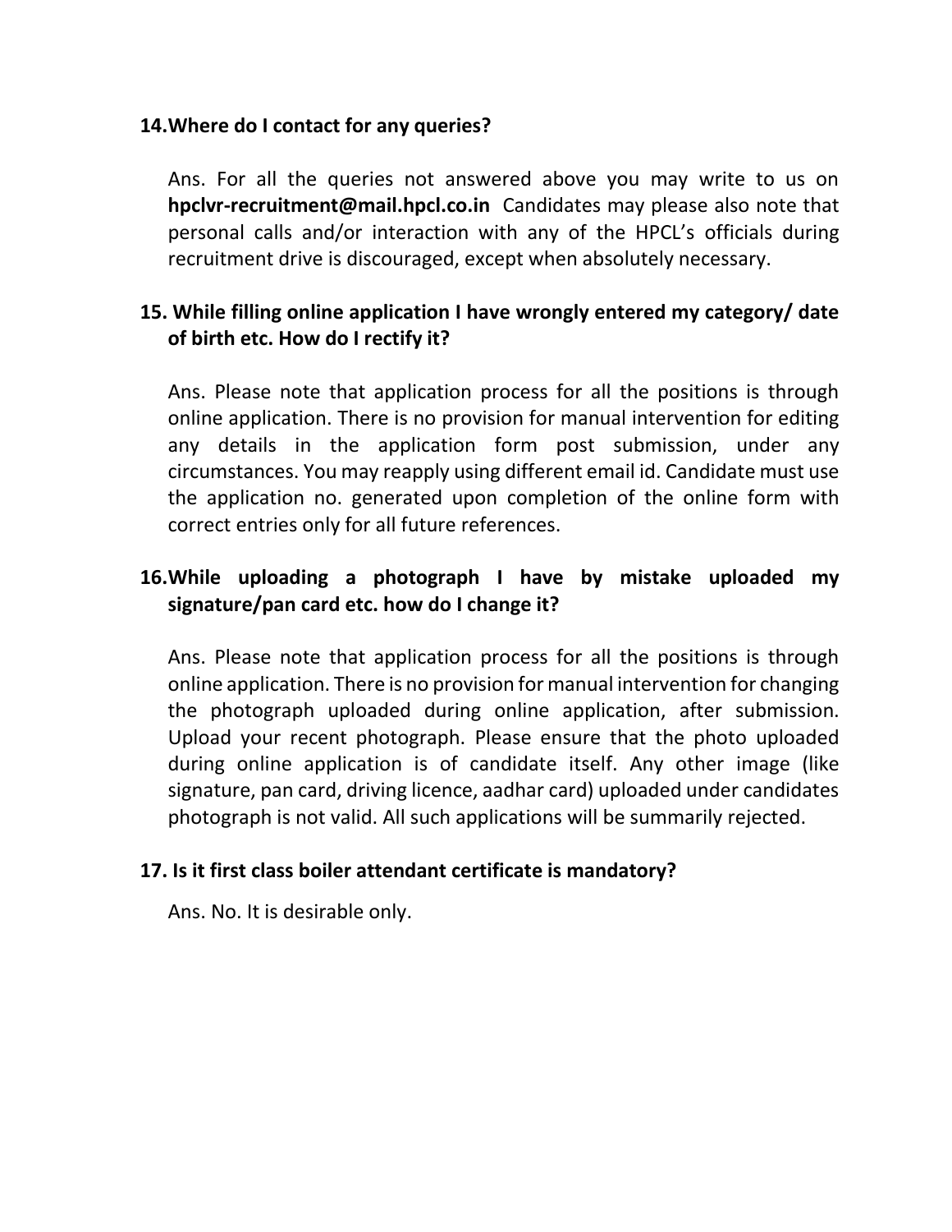**14. Where do I contact for any queries?**

Ans. For all the queries not answered above you may write to us on **hpclvr-recruitment@mail.hpcl.co.in** Candidates may please also note that personal calls and/or interaction with any of the HPCL's officials during recruitment drive is discouraged, except when absolutely necessary.

**15. While filling online application I have wrongly entered my category/ date of birth etc. How do I rectify it?**

Ans. Please note that application process for all the positions is through online application. There is no provision for manual intervention for editing any details in the application form post submission, under any circumstances. You may reapply using different email id. Candidate must use the application no. generated upon completion of the online form with correct entries only for all future references.

**16. While uploading a photograph I have by mistake uploaded my signature/pan card etc. how do I change it?**

Ans. Please note that application process for all the positions is through online application. There is no provision for manual intervention for changing the photograph uploaded during online application, after submission. Upload your recent photograph. Please ensure that the photo uploaded during online application is of candidate itself. Any other image (like signature, pan card, driving licence, aadhar card) uploaded under candidates photograph is not valid. All such applications will be summarily rejected.

**17. Is it first class boiler attendant certificate is mandatory?**

Ans. No. It is desirable only.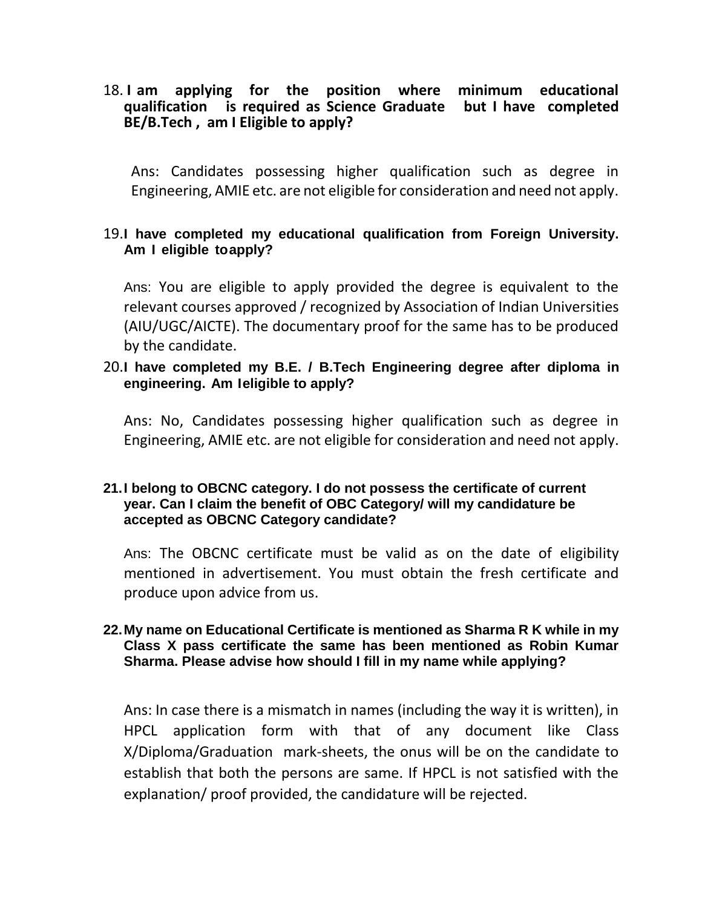18. **I am applying for the position where minimum educational qualification is required as Science Graduate but I have completed BE/B.Tech , am I Eligible to apply?**

    Ans: Candidates possessing higher qualification such as degree in Engineering, AMIE etc. are not eligible for consideration and need not apply.

19. **I have completed my educational qualification from Foreign University. Am I eligible toapply?**

    Ans: You are eligible to apply provided the degree is equivalent to the relevant courses approved / recognized by Association of Indian Universities (AIU/UGC/AICTE). The documentary proof for the same has to be produced by the candidate.

20. **I have completed my B.E. / B.Tech Engineering degree after diploma in engineering. Am Ieligible to apply?**

    Ans: No, Candidates possessing higher qualification such as degree in Engineering, AMIE etc. are not eligible for consideration and need not apply.

21. **I belong to OBCNC category. I do not possess the certificate of current year. Can I claim the benefit of OBC Category/ will my candidature be accepted as OBCNC Category candidate?**

    Ans: The OBCNC certificate must be valid as on the date of eligibility mentioned in advertisement. You must obtain the fresh certificate and produce upon advice from us.

22. **My name on Educational Certificate is mentioned as Sharma R K while in my Class X pass certificate the same has been mentioned as Robin Kumar Sharma. Please advise how should I fill in my name while applying?**

    Ans: In case there is a mismatch in names (including the way it is written), in HPCL application form with that of any document like Class X/Diploma/Graduation mark-sheets, the onus will be on the candidate to establish that both the persons are same. If HPCL is not satisfied with the explanation/ proof provided, the candidature will be rejected.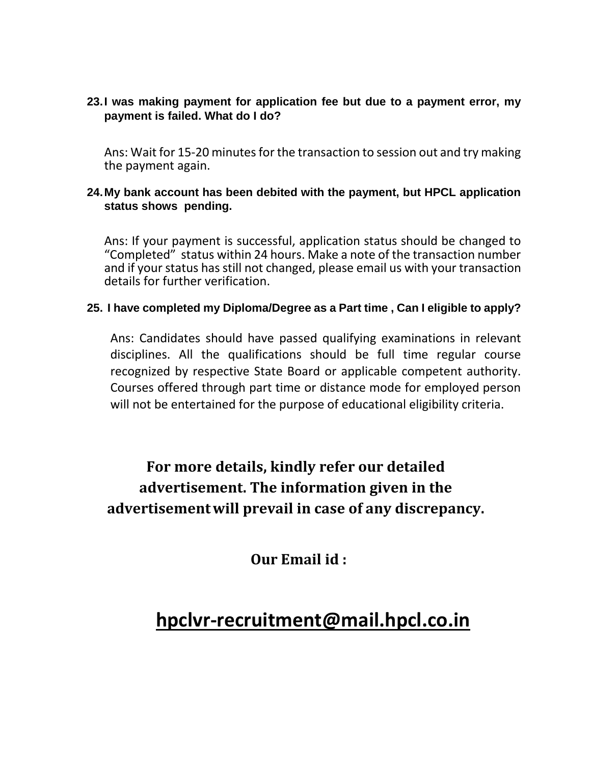**23. I was making payment for application fee but due to a payment error, my payment is failed. What do I do?**

Ans: Wait for 15-20 minutes for the transaction to session out and try making the payment again.

**24. My bank account has been debited with the payment, but HPCL application status shows pending.**

Ans: If your payment is successful, application status should be changed to "Completed" status within 24 hours. Make a note of the transaction number and if your status has still not changed, please email us with your transaction details for further verification.

**25. I have completed my Diploma/Degree as a Part time , Can I eligible to apply?**

Ans: Candidates should have passed qualifying examinations in relevant disciplines. All the qualifications should be full time regular course recognized by respective State Board or applicable competent authority. Courses offered through part time or distance mode for employed person will not be entertained for the purpose of educational eligibility criteria.

**For more details, kindly refer our detailed advertisement. The information given in the advertisement will prevail in case of any discrepancy.**

**Our Email id :**

**hpclvr-recruitment@mail.hpcl.co.in**